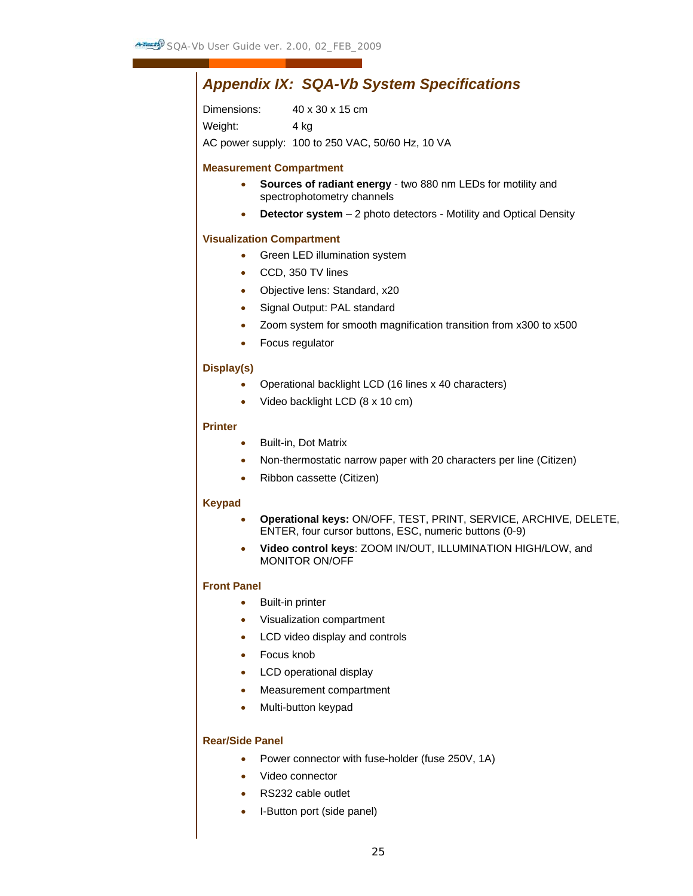## *Appendix IX: SQA-Vb System Specifications*

Dimensions: 40 x 30 x 15 cm

Weight: 4 kg

AC power supply: 100 to 250 VAC, 50/60 Hz, 10 VA

### Measurement Compartment

- **Sources of radiant energy** - two 880 nm LEDs for motility and spectrophotometry channels
- **Detector system** – 2 photo detectors - Motility and Optical Density

### Visualization Compartment

- Green LED illumination system
- CCD, 350 TV lines
- Objective lens: Standard, x20
- Signal Output: PAL standard
- Zoom system for smooth magnification transition from x300 to x500
- Focus regulator

### Display(s)

- Operational backlight LCD (16 lines x 40 characters)
- Video backlight LCD (8 x 10 cm)

### Printer

- Built-in, Dot Matrix
- Non-thermostatic narrow paper with 20 characters per line (Citizen)
- Ribbon cassette (Citizen)

### Keypad

- **Operational keys:** ON/OFF, TEST, PRINT, SERVICE, ARCHIVE, DELETE, ENTER, four cursor buttons, ESC, numeric buttons (0-9)
- **Video control keys**: ZOOM IN/OUT, ILLUMINATION HIGH/LOW, and MONITOR ON/OFF

### Front Panel

- Built-in printer
- Visualization compartment
- LCD video display and controls
- Focus knob
- LCD operational display
- Measurement compartment
- Multi-button keypad

### Rear/Side Panel

- Power connector with fuse-holder (fuse 250V, 1A)
- Video connector
- RS232 cable outlet
- I-Button port (side panel)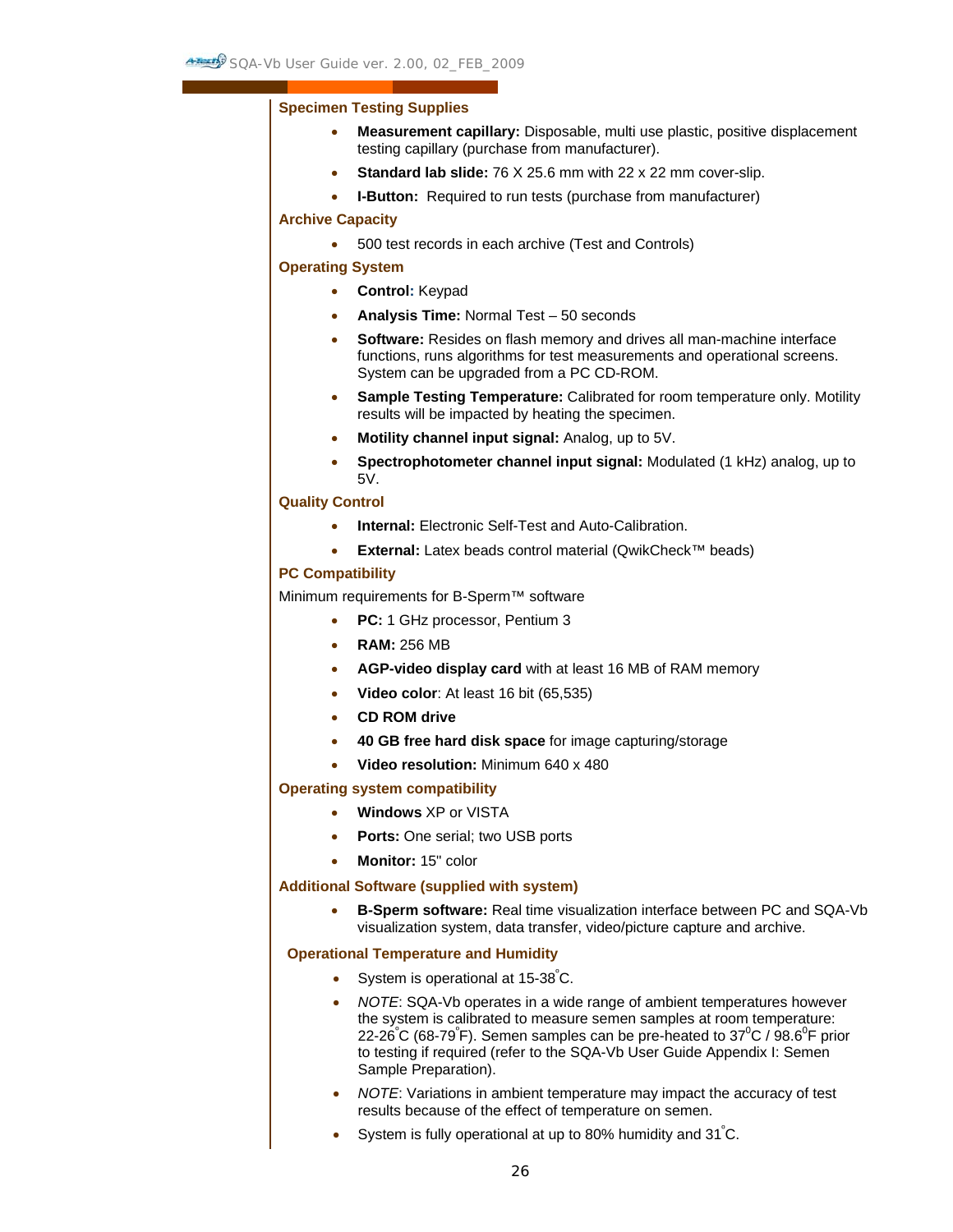### Specimen Testing Supplies

- **Measurement capillary:** Disposable, multi use plastic, positive displacement testing capillary (purchase from manufacturer).
- **Standard lab slide:** 76 X 25.6 mm with 22 x 22 mm cover-slip.
- **I-Button:** Required to run tests (purchase from manufacturer)

### Archive Capacity

- 500 test records in each archive (Test and Controls)

### Operating System

- **Control:** Keypad
- **Analysis Time:** Normal Test – 50 seconds
- **Software:** Resides on flash memory and drives all man-machine interface functions, runs algorithms for test measurements and operational screens. System can be upgraded from a PC CD-ROM.
- **Sample Testing Temperature:** Calibrated for room temperature only. Motility results will be impacted by heating the specimen.
- **Motility channel input signal:** Analog, up to 5V.
- **Spectrophotometer channel input signal:** Modulated (1 kHz) analog, up to 5V.

### Quality Control

- **Internal:** Electronic Self-Test and Auto-Calibration.
- **External:** Latex beads control material (QwikCheck™ beads)

### PC Compatibility

Minimum requirements for B-Sperm™ software

- **PC:** 1 GHz processor, Pentium 3
- **RAM:** 256 MB
- **AGP-video display card** with at least 16 MB of RAM memory
- **Video color**: At least 16 bit (65,535)
- **CD ROM drive**
- **40 GB free hard disk space** for image capturing/storage
- **Video resolution:** Minimum 640 x 480

### Operating system compatibility

- **Windows** XP or VISTA
- **Ports:** One serial; two USB ports
- **Monitor:** 15" color

### Additional Software (supplied with system)

- **B-Sperm software:** Real time visualization interface between PC and SQA-Vb visualization system, data transfer, video/picture capture and archive.

### Operational Temperature and Humidity

- System is operational at 15-38°C.
- *NOTE*: SQA-Vb operates in a wide range of ambient temperatures however the system is calibrated to measure semen samples at room temperature: 22-26°C (68-79°F). Semen samples can be pre-heated to 37°C / 98.6°F prior to testing if required (refer to the SQA-Vb User Guide Appendix I: Semen Sample Preparation).
- *NOTE*: Variations in ambient temperature may impact the accuracy of test results because of the effect of temperature on semen.
- System is fully operational at up to 80% humidity and 31°C.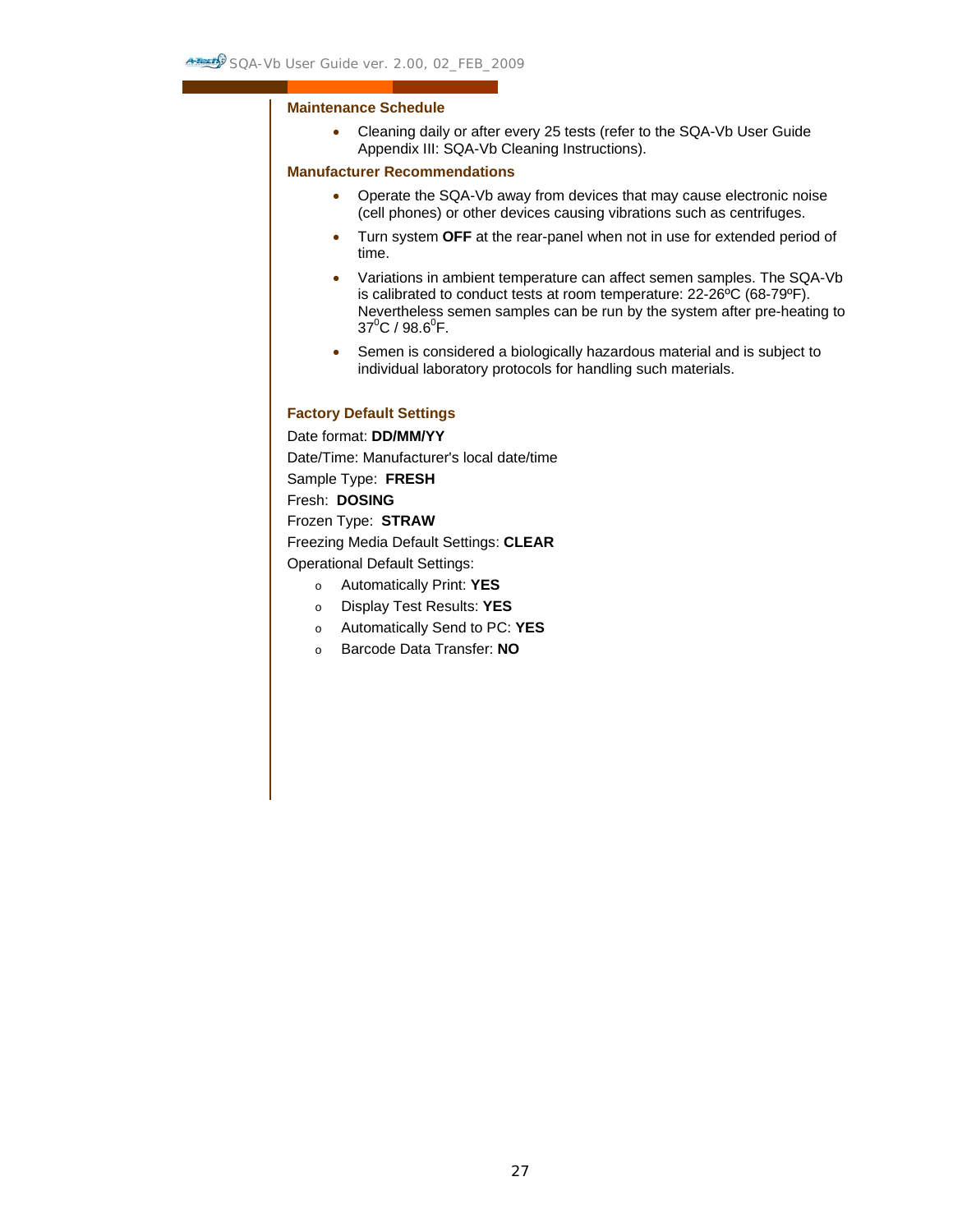### Maintenance Schedule

- Cleaning daily or after every 25 tests (refer to the SQA-Vb User Guide Appendix III: SQA-Vb Cleaning Instructions).

### Manufacturer Recommendations

- Operate the SQA-Vb away from devices that may cause electronic noise (cell phones) or other devices causing vibrations such as centrifuges.
- Turn system **OFF** at the rear-panel when not in use for extended period of time.
- Variations in ambient temperature can affect semen samples. The SQA-Vb is calibrated to conduct tests at room temperature: 22-26ºC (68-79ºF). Nevertheless semen samples can be run by the system after pre-heating to $37^0$C / $98.6^0$F.
- Semen is considered a biologically hazardous material and is subject to individual laboratory protocols for handling such materials.

### Factory Default Settings

Date format: **DD/MM/YY**

Date/Time: Manufacturer's local date/time

Sample Type: **FRESH**

Fresh: **DOSING**

Frozen Type: **STRAW**

Freezing Media Default Settings: **CLEAR**

Operational Default Settings:

- Automatically Print: **YES**
- Display Test Results: **YES**
- Automatically Send to PC: **YES**
- Barcode Data Transfer: **NO**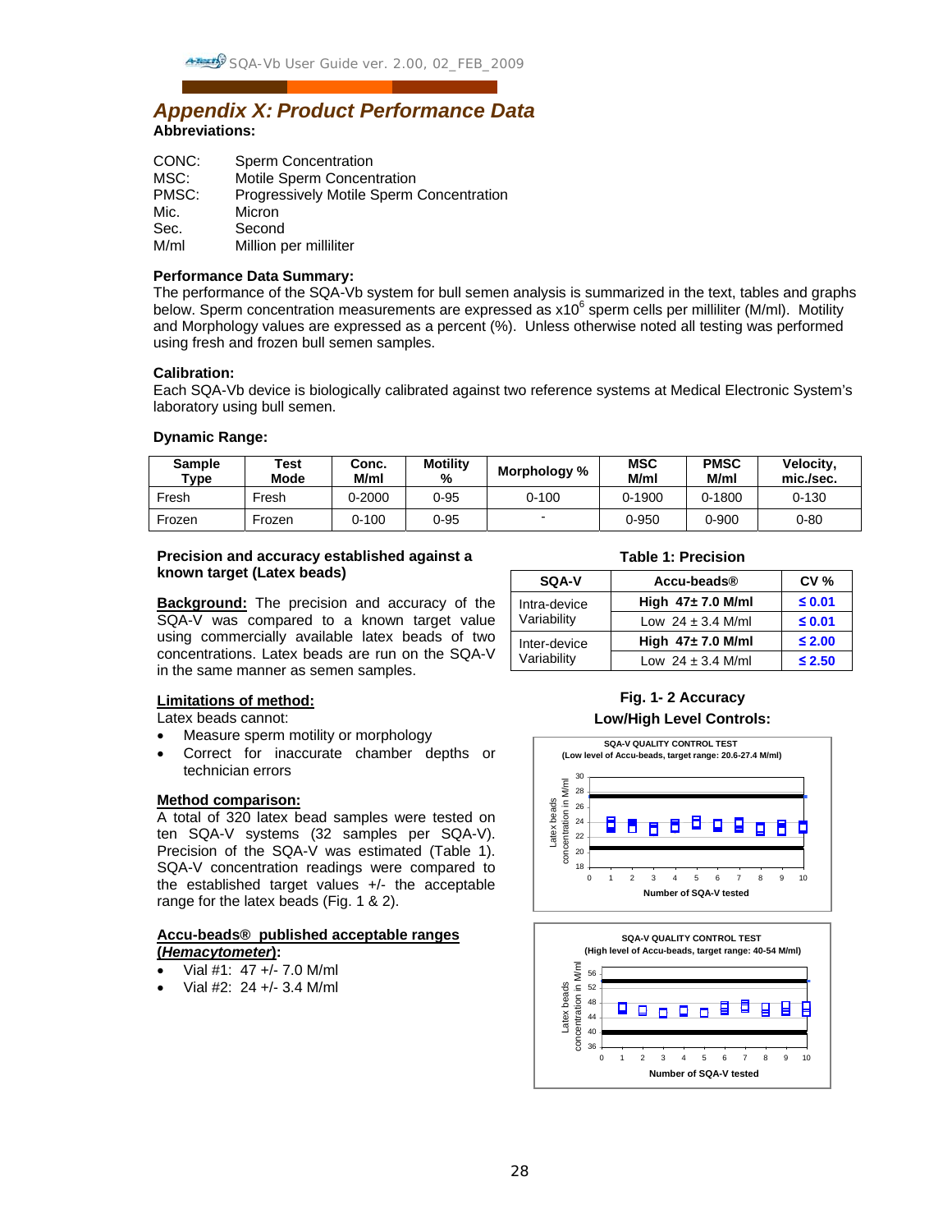# Appendix X: Product Performance Data

**Abbreviations:**

| | |
|---|---|
| CONC: | Sperm Concentration |
| MSC: | Motile Sperm Concentration |
| PMSC: | Progressively Motile Sperm Concentration |
| Mic. | Micron |
| Sec. | Second |
| M/ml | Million per milliliter |

**Performance Data Summary:**

The performance of the SQA-Vb system for bull semen analysis is summarized in the text, tables and graphs below. Sperm concentration measurements are expressed as $x10^6$ sperm cells per milliliter (M/ml). Motility and Morphology values are expressed as a percent (%). Unless otherwise noted all testing was performed using fresh and frozen bull semen samples.

**Calibration:**

Each SQA-Vb device is biologically calibrated against two reference systems at Medical Electronic System's laboratory using bull semen.

**Dynamic Range:**

| Sample Type | Test Mode | Conc. M/ml | Motility % | Morphology % | MSC M/ml | PMSC M/ml | Velocity, mic./sec. |
|---|---|---|---|---|---|---|---|
| Fresh | Fresh | 0-2000 | 0-95 | 0-100 | 0-1900 | 0-1800 | 0-130 |
| Frozen | Frozen | 0-100 | 0-95 | - | 0-950 | 0-900 | 0-80 |

**Precision and accuracy established against a known target (Latex beads)**

**Background:** The precision and accuracy of the SQA-V was compared to a known target value using commercially available latex beads of two concentrations. Latex beads are run on the SQA-V in the same manner as semen samples.

**Limitations of method:**

Latex beads cannot:

- Measure sperm motility or morphology
- Correct for inaccurate chamber depths or technician errors

**Method comparison:**

A total of 320 latex bead samples were tested on ten SQA-V systems (32 samples per SQA-V). Precision of the SQA-V was estimated (Table 1). SQA-V concentration readings were compared to the established target values +/- the acceptable range for the latex beads (Fig. 1 & 2).

**Accu-beads® published acceptable ranges (*Hemacytometer*):**

- Vial #1: 47 +/- 7.0 M/ml
- Vial #2: 24 +/- 3.4 M/ml

**Table 1: Precision**

| SQA-V | Accu-beads® | CV % |
|---|---|---|
| Intra-device Variability | **High 47± 7.0 M/ml** | **≤ 0.01** |
| | Low 24 ± 3.4 M/ml | **≤ 0.01** |
| Inter-device Variability | **High 47± 7.0 M/ml** | **≤ 2.00** |
| | Low 24 ± 3.4 M/ml | **≤ 2.50** |

**Fig. 1- 2 Accuracy Low/High Level Controls:**

SQA-V QUALITY CONTROL TEST (Low level of Accu-beads, target range: 20.6-27.4 M/ml)

SQA-V QUALITY CONTROL TEST (High level of Accu-beads, target range: 40-54 M/ml)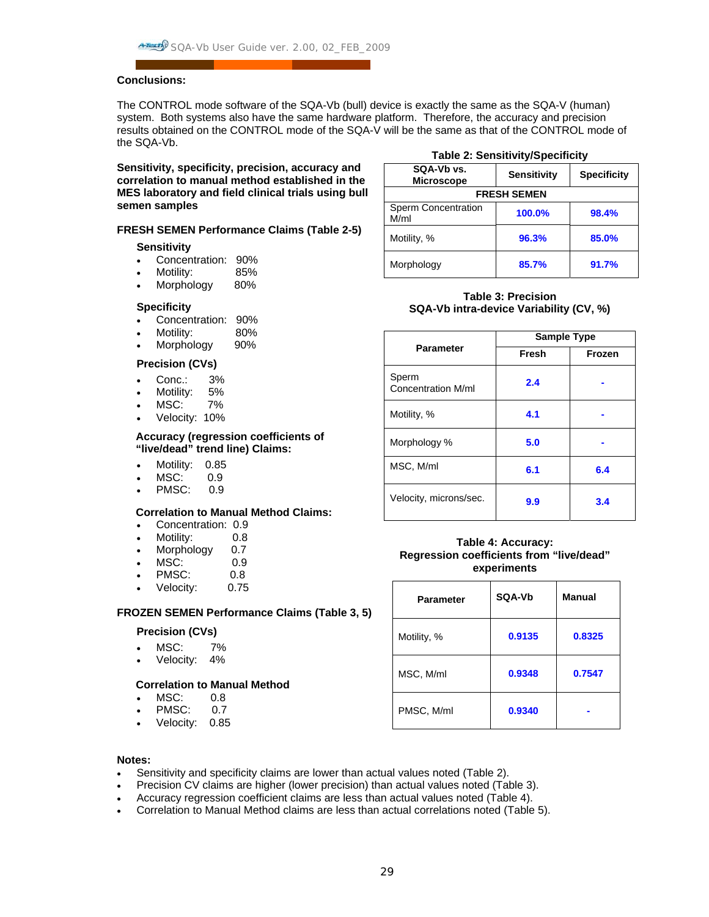**Conclusions:**

The CONTROL mode software of the SQA-Vb (bull) device is exactly the same as the SQA-V (human) system. Both systems also have the same hardware platform. Therefore, the accuracy and precision results obtained on the CONTROL mode of the SQA-V will be the same as that of the CONTROL mode of the SQA-Vb.

**Sensitivity, specificity, precision, accuracy and correlation to manual method established in the MES laboratory and field clinical trials using bull semen samples**

**FRESH SEMEN Performance Claims (Table 2-5)**

**Sensitivity**

- Concentration: 90%
- Motility: 85%
- Morphology 80%

**Specificity**

- Concentration: 90%
- Motility: 80%
- Morphology 90%

**Precision (CVs)**

- Conc.: 3%
- Motility: 5%
- MSC: 7%
- Velocity: 10%

**Accuracy (regression coefficients of "live/dead" trend line) Claims:**

- Motility: 0.85
- MSC: 0.9
- PMSC: 0.9

**Correlation to Manual Method Claims:**

- Concentration: 0.9
- Motility: 0.8
- Morphology 0.7
- MSC: 0.9
- PMSC: 0.8
- Velocity: 0.75

**FROZEN SEMEN Performance Claims (Table 3, 5)**

**Precision (CVs)**

- MSC: 7%
- Velocity: 4%

**Correlation to Manual Method**

- MSC: 0.8
- PMSC: 0.7
- Velocity: 0.85

**Table 2: Sensitivity/Specificity**

| SQA-Vb vs. Microscope | Sensitivity | Specificity |
|---|---|---|
| **FRESH SEMEN** | | |
| Sperm Concentration M/ml | **100.0%** | **98.4%** |
| Motility, % | **96.3%** | **85.0%** |
| Morphology | **85.7%** | **91.7%** |

**Table 3: Precision**
**SQA-Vb intra-device Variability (CV, %)**

| Parameter | Sample Type | |
|---|---|---|
| | Fresh | Frozen |
| Sperm Concentration M/ml | **2.4** | **-** |
| Motility, % | **4.1** | **-** |
| Morphology % | **5.0** | **-** |
| MSC, M/ml | **6.1** | **6.4** |
| Velocity, microns/sec. | **9.9** | **3.4** |

**Table 4: Accuracy:**
**Regression coefficients from "live/dead" experiments**

| Parameter | SQA-Vb | Manual |
|---|---|---|
| Motility, % | **0.9135** | **0.8325** |
| MSC, M/ml | **0.9348** | **0.7547** |
| PMSC, M/ml | **0.9340** | **-** |

**Notes:**

- Sensitivity and specificity claims are lower than actual values noted (Table 2).
- Precision CV claims are higher (lower precision) than actual values noted (Table 3).
- Accuracy regression coefficient claims are less than actual values noted (Table 4).
- Correlation to Manual Method claims are less than actual correlations noted (Table 5).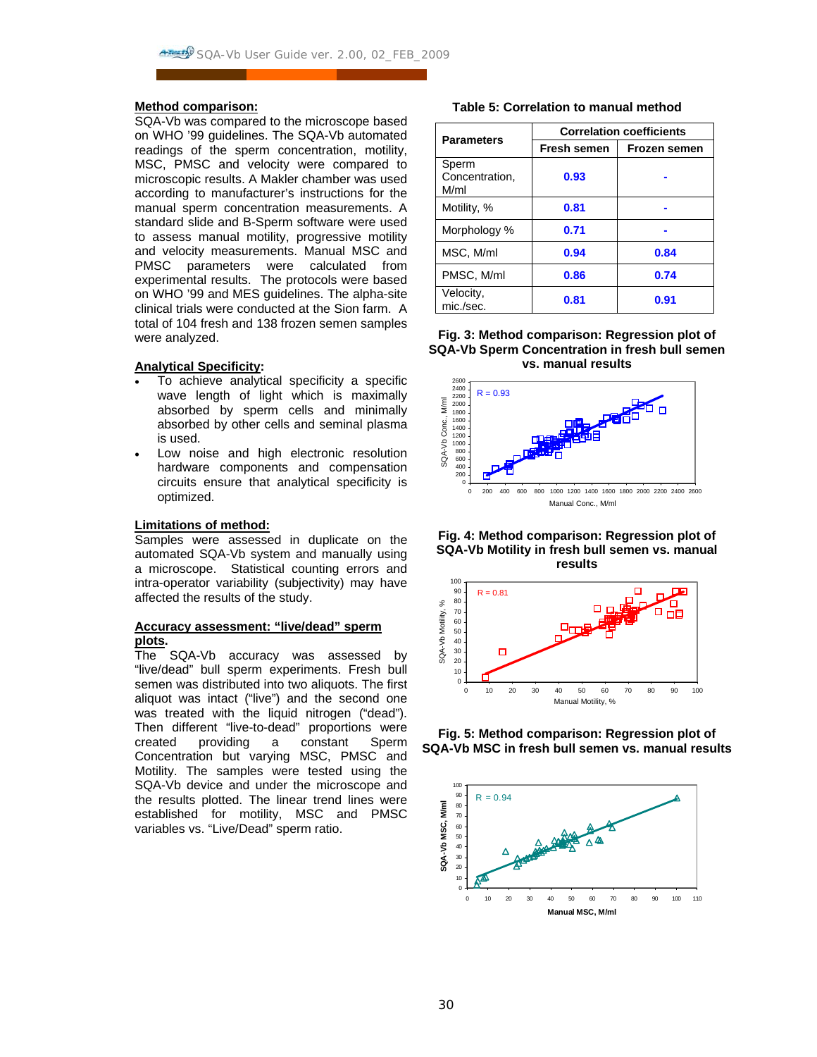## Method comparison:

SQA-Vb was compared to the microscope based on WHO '99 guidelines. The SQA-Vb automated readings of the sperm concentration, motility, MSC, PMSC and velocity were compared to microscopic results. A Makler chamber was used according to manufacturer's instructions for the manual sperm concentration measurements. A standard slide and B-Sperm software were used to assess manual motility, progressive motility and velocity measurements. Manual MSC and PMSC parameters were calculated from experimental results. The protocols were based on WHO '99 and MES guidelines. The alpha-site clinical trials were conducted at the Sion farm. A total of 104 fresh and 138 frozen semen samples were analyzed.

## Analytical Specificity:

- To achieve analytical specificity a specific wave length of light which is maximally absorbed by sperm cells and minimally absorbed by other cells and seminal plasma is used.
- Low noise and high electronic resolution hardware components and compensation circuits ensure that analytical specificity is optimized.

## Limitations of method:

Samples were assessed in duplicate on the automated SQA-Vb system and manually using a microscope. Statistical counting errors and intra-operator variability (subjectivity) may have affected the results of the study.

## Accuracy assessment: "live/dead" sperm plots.

The SQA-Vb accuracy was assessed by "live/dead" bull sperm experiments. Fresh bull semen was distributed into two aliquots. The first aliquot was intact ("live") and the second one was treated with the liquid nitrogen ("dead"). Then different "live-to-dead" proportions were created providing a constant Sperm Concentration but varying MSC, PMSC and Motility. The samples were tested using the SQA-Vb device and under the microscope and the results plotted. The linear trend lines were established for motility, MSC and PMSC variables vs. "Live/Dead" sperm ratio.

**Table 5: Correlation to manual method**

| Parameters | Correlation coefficients | |
|---|---|---|
| | Fresh semen | Frozen semen |
| Sperm Concentration, M/ml | 0.93 | - |
| Motility, % | 0.81 | - |
| Morphology % | 0.71 | - |
| MSC, M/ml | 0.94 | 0.84 |
| PMSC, M/ml | 0.86 | 0.74 |
| Velocity, mic./sec. | 0.81 | 0.91 |

**Fig. 3: Method comparison: Regression plot of SQA-Vb Sperm Concentration in fresh bull semen vs. manual results**

**Fig. 4: Method comparison: Regression plot of SQA-Vb Motility in fresh bull semen vs. manual results**

**Fig. 5: Method comparison: Regression plot of SQA-Vb MSC in fresh bull semen vs. manual results**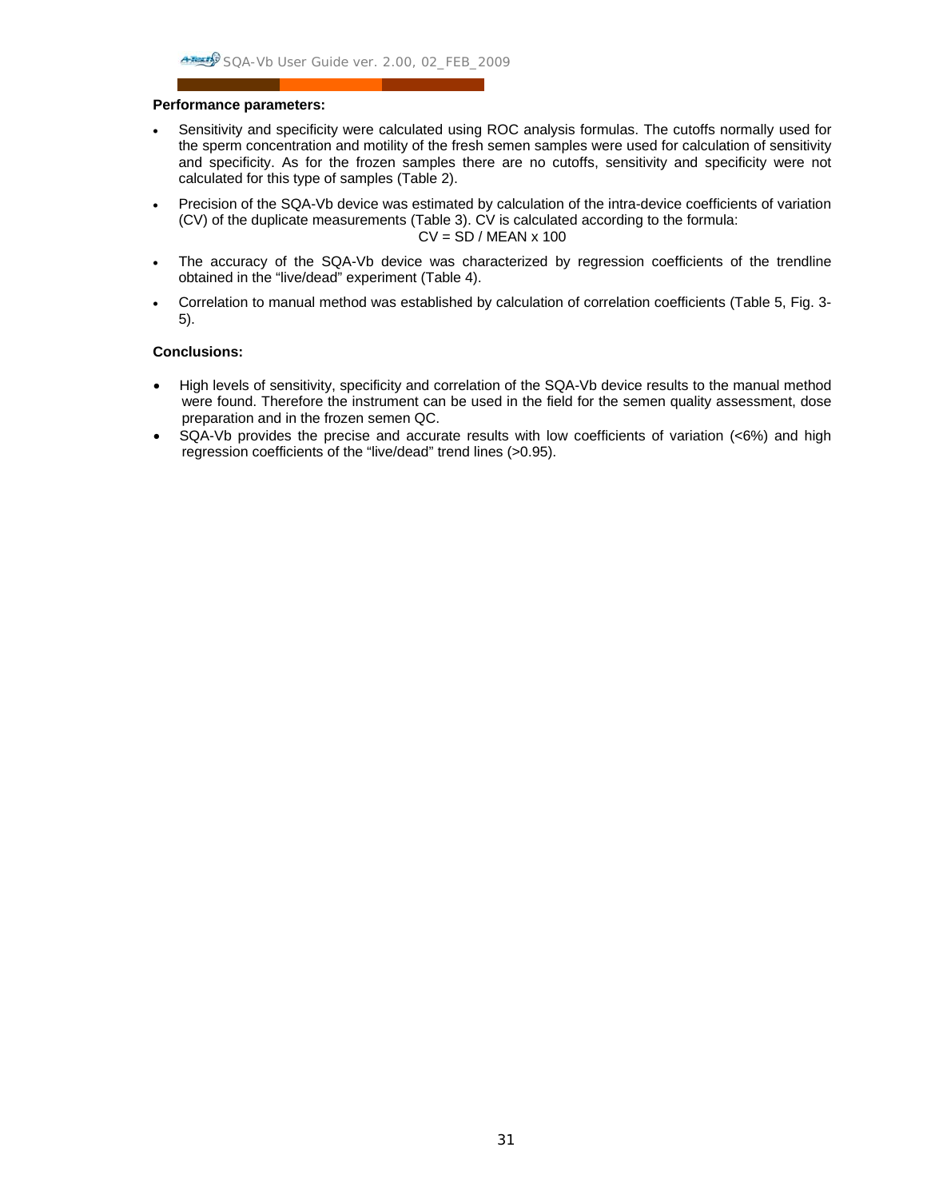**Performance parameters:**

- Sensitivity and specificity were calculated using ROC analysis formulas. The cutoffs normally used for the sperm concentration and motility of the fresh semen samples were used for calculation of sensitivity and specificity. As for the frozen samples there are no cutoffs, sensitivity and specificity were not calculated for this type of samples (Table 2).
- Precision of the SQA-Vb device was estimated by calculation of the intra-device coefficients of variation (CV) of the duplicate measurements (Table 3). CV is calculated according to the formula:

$$CV = SD / MEAN \times 100$$

- The accuracy of the SQA-Vb device was characterized by regression coefficients of the trendline obtained in the “live/dead” experiment (Table 4).
- Correlation to manual method was established by calculation of correlation coefficients (Table 5, Fig. 3-5).

**Conclusions:**

- High levels of sensitivity, specificity and correlation of the SQA-Vb device results to the manual method were found. Therefore the instrument can be used in the field for the semen quality assessment, dose preparation and in the frozen semen QC.
- SQA-Vb provides the precise and accurate results with low coefficients of variation (<6%) and high regression coefficients of the “live/dead” trend lines (>0.95).